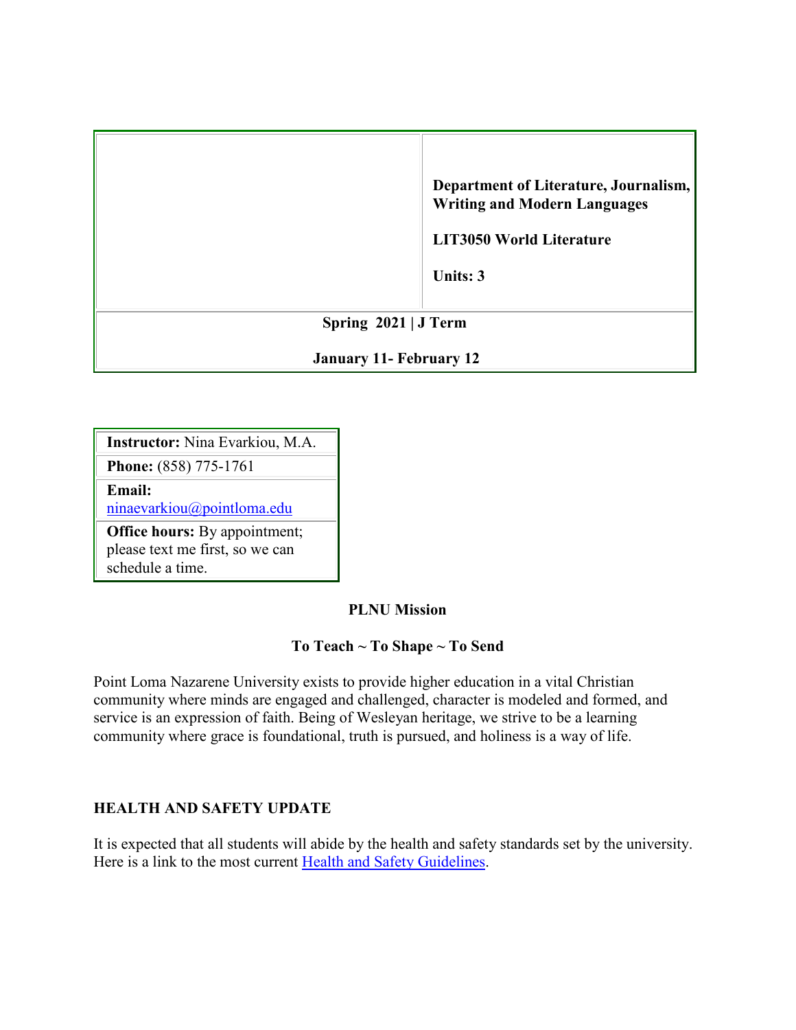| | Department of Literature, Journalism, Writing and Modern Languages<br><br>LIT3050 World Literature<br><br>Units: 3 |
|---|---|
| **Spring 2021 \| J Term**<br><br>**January 11- February 12** | |

| **Instructor:** Nina Evarkiou, M.A. |
|---|
| **Phone:** (858) 775-1761 |
| **Email:** [ninaevarkiou@pointloma.edu](mailto:ninaevarkiou@pointloma.edu) |
| **Office hours:** By appointment; please text me first, so we can schedule a time. |

**PLNU Mission**

**To Teach ~ To Shape ~ To Send**

Point Loma Nazarene University exists to provide higher education in a vital Christian community where minds are engaged and challenged, character is modeled and formed, and service is an expression of faith. Being of Wesleyan heritage, we strive to be a learning community where grace is foundational, truth is pursued, and holiness is a way of life.

## HEALTH AND SAFETY UPDATE

It is expected that all students will abide by the health and safety standards set by the university. Here is a link to the most current Health and Safety Guidelines.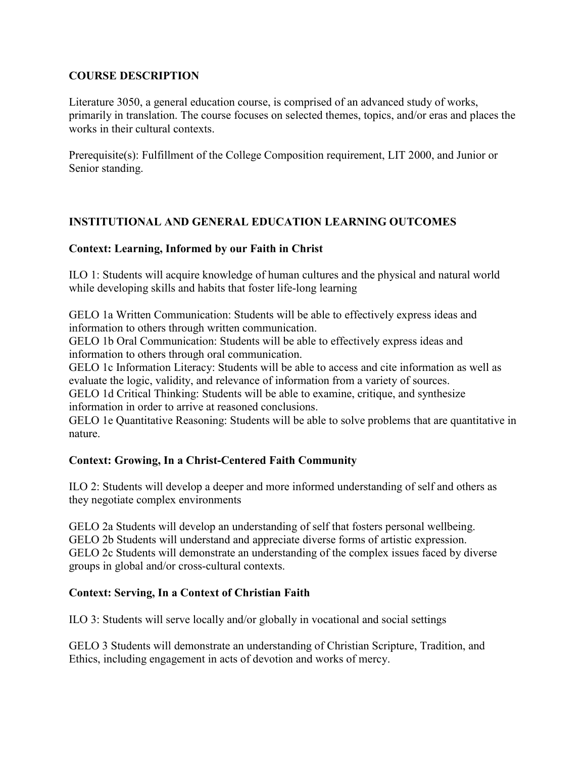## COURSE DESCRIPTION

Literature 3050, a general education course, is comprised of an advanced study of works, primarily in translation. The course focuses on selected themes, topics, and/or eras and places the works in their cultural contexts.

Prerequisite(s): Fulfillment of the College Composition requirement, LIT 2000, and Junior or Senior standing.

## INSTITUTIONAL AND GENERAL EDUCATION LEARNING OUTCOMES

### Context: Learning, Informed by our Faith in Christ

ILO 1: Students will acquire knowledge of human cultures and the physical and natural world while developing skills and habits that foster life-long learning

GELO 1a Written Communication: Students will be able to effectively express ideas and information to others through written communication.
GELO 1b Oral Communication: Students will be able to effectively express ideas and information to others through oral communication.
GELO 1c Information Literacy: Students will be able to access and cite information as well as evaluate the logic, validity, and relevance of information from a variety of sources.
GELO 1d Critical Thinking: Students will be able to examine, critique, and synthesize information in order to arrive at reasoned conclusions.
GELO 1e Quantitative Reasoning: Students will be able to solve problems that are quantitative in nature.

### Context: Growing, In a Christ-Centered Faith Community

ILO 2: Students will develop a deeper and more informed understanding of self and others as they negotiate complex environments

GELO 2a Students will develop an understanding of self that fosters personal wellbeing.
GELO 2b Students will understand and appreciate diverse forms of artistic expression.
GELO 2c Students will demonstrate an understanding of the complex issues faced by diverse groups in global and/or cross-cultural contexts.

### Context: Serving, In a Context of Christian Faith

ILO 3: Students will serve locally and/or globally in vocational and social settings

GELO 3 Students will demonstrate an understanding of Christian Scripture, Tradition, and Ethics, including engagement in acts of devotion and works of mercy.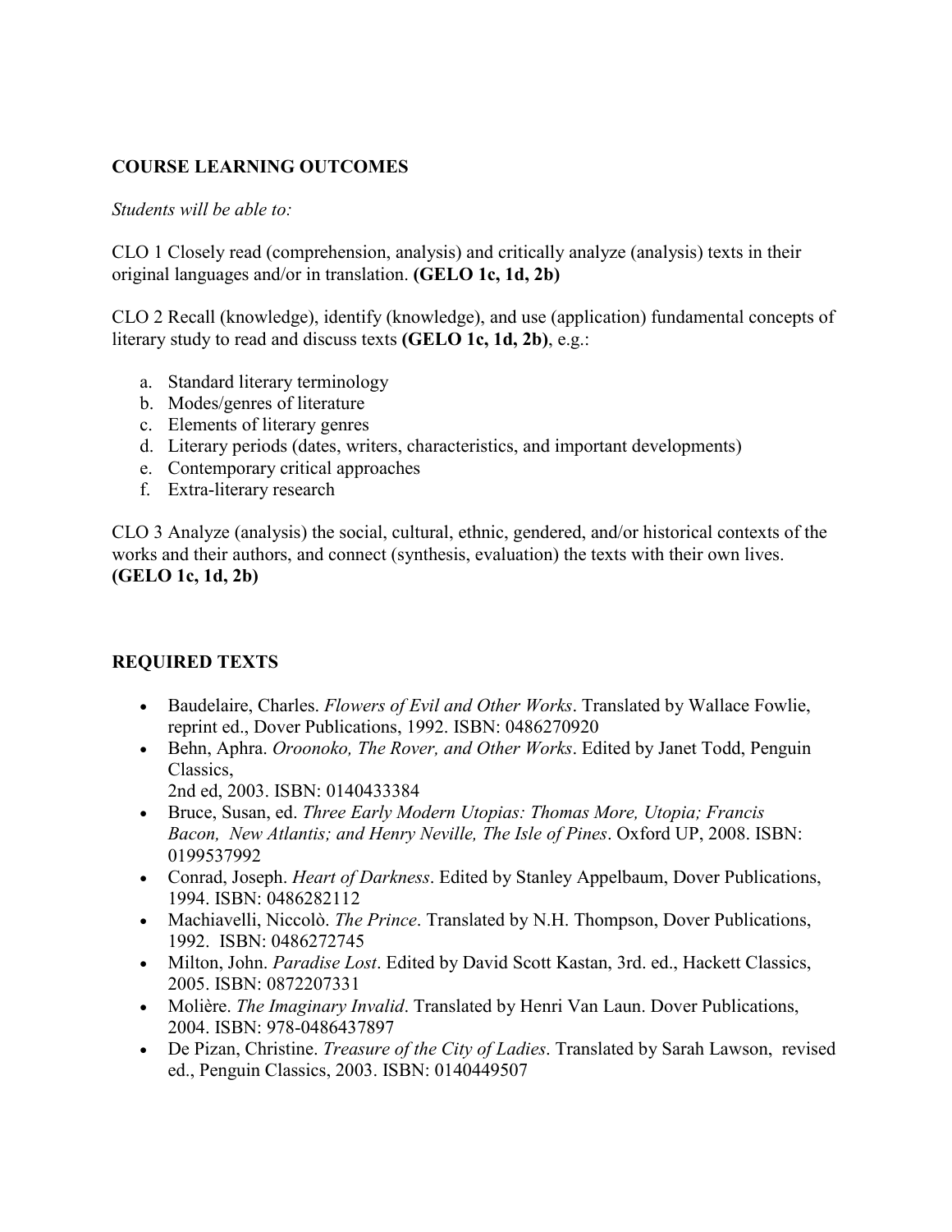## COURSE LEARNING OUTCOMES

*Students will be able to:*

CLO 1 Closely read (comprehension, analysis) and critically analyze (analysis) texts in their original languages and/or in translation. **(GELO 1c, 1d, 2b)**

CLO 2 Recall (knowledge), identify (knowledge), and use (application) fundamental concepts of literary study to read and discuss texts **(GELO 1c, 1d, 2b)**, e.g.:

a. Standard literary terminology
b. Modes/genres of literature
c. Elements of literary genres
d. Literary periods (dates, writers, characteristics, and important developments)
e. Contemporary critical approaches
f. Extra-literary research

CLO 3 Analyze (analysis) the social, cultural, ethnic, gendered, and/or historical contexts of the works and their authors, and connect (synthesis, evaluation) the texts with their own lives. **(GELO 1c, 1d, 2b)**

## REQUIRED TEXTS

- Baudelaire, Charles. *Flowers of Evil and Other Works*. Translated by Wallace Fowlie, reprint ed., Dover Publications, 1992. ISBN: 0486270920
- Behn, Aphra. *Oroonoko, The Rover, and Other Works*. Edited by Janet Todd, Penguin Classics, 2nd ed, 2003. ISBN: 0140433384
- Bruce, Susan, ed. *Three Early Modern Utopias: Thomas More, Utopia; Francis Bacon, New Atlantis; and Henry Neville, The Isle of Pines*. Oxford UP, 2008. ISBN: 0199537992
- Conrad, Joseph. *Heart of Darkness*. Edited by Stanley Appelbaum, Dover Publications, 1994. ISBN: 0486282112
- Machiavelli, Niccolò. *The Prince*. Translated by N.H. Thompson, Dover Publications, 1992. ISBN: 0486272745
- Milton, John. *Paradise Lost*. Edited by David Scott Kastan, 3rd. ed., Hackett Classics, 2005. ISBN: 0872207331
- Molière. *The Imaginary Invalid*. Translated by Henri Van Laun. Dover Publications, 2004. ISBN: 978-0486437897
- De Pizan, Christine. *Treasure of the City of Ladies*. Translated by Sarah Lawson, revised ed., Penguin Classics, 2003. ISBN: 0140449507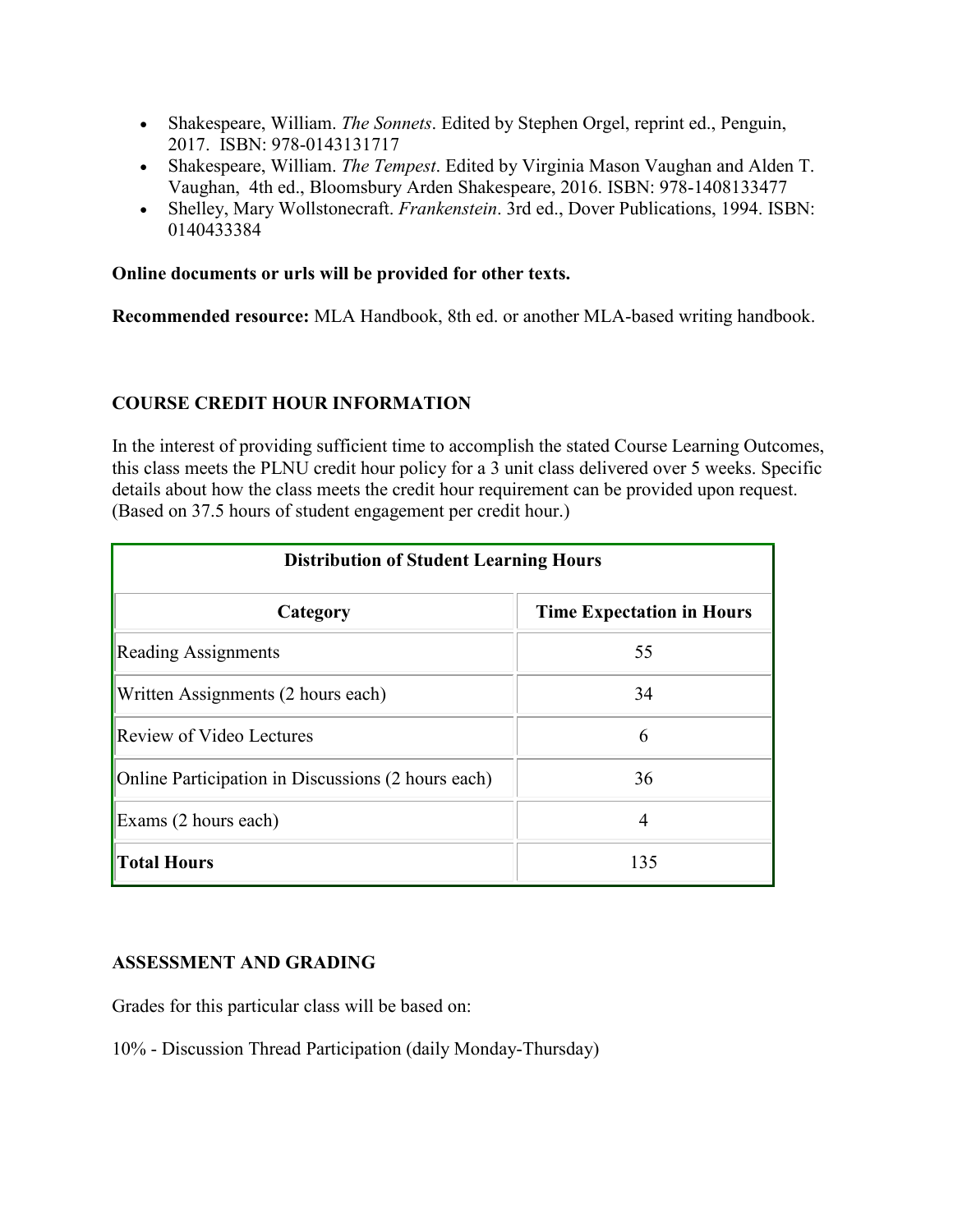- Shakespeare, William. *The Sonnets*. Edited by Stephen Orgel, reprint ed., Penguin, 2017. ISBN: 978-0143131717
- Shakespeare, William. *The Tempest*. Edited by Virginia Mason Vaughan and Alden T. Vaughan, 4th ed., Bloomsbury Arden Shakespeare, 2016. ISBN: 978-1408133477
- Shelley, Mary Wollstonecraft. *Frankenstein*. 3rd ed., Dover Publications, 1994. ISBN: 0140433384

**Online documents or urls will be provided for other texts.**

**Recommended resource:** MLA Handbook, 8th ed. or another MLA-based writing handbook.

## COURSE CREDIT HOUR INFORMATION

In the interest of providing sufficient time to accomplish the stated Course Learning Outcomes, this class meets the PLNU credit hour policy for a 3 unit class delivered over 5 weeks. Specific details about how the class meets the credit hour requirement can be provided upon request. (Based on 37.5 hours of student engagement per credit hour.)

| **Distribution of Student Learning Hours** | |
|---|---|
| **Category** | **Time Expectation in Hours** |
| Reading Assignments | 55 |
| Written Assignments (2 hours each) | 34 |
| Review of Video Lectures | 6 |
| Online Participation in Discussions (2 hours each) | 36 |
| Exams (2 hours each) | 4 |
| **Total Hours** | 135 |

## ASSESSMENT AND GRADING

Grades for this particular class will be based on:

10% - Discussion Thread Participation (daily Monday-Thursday)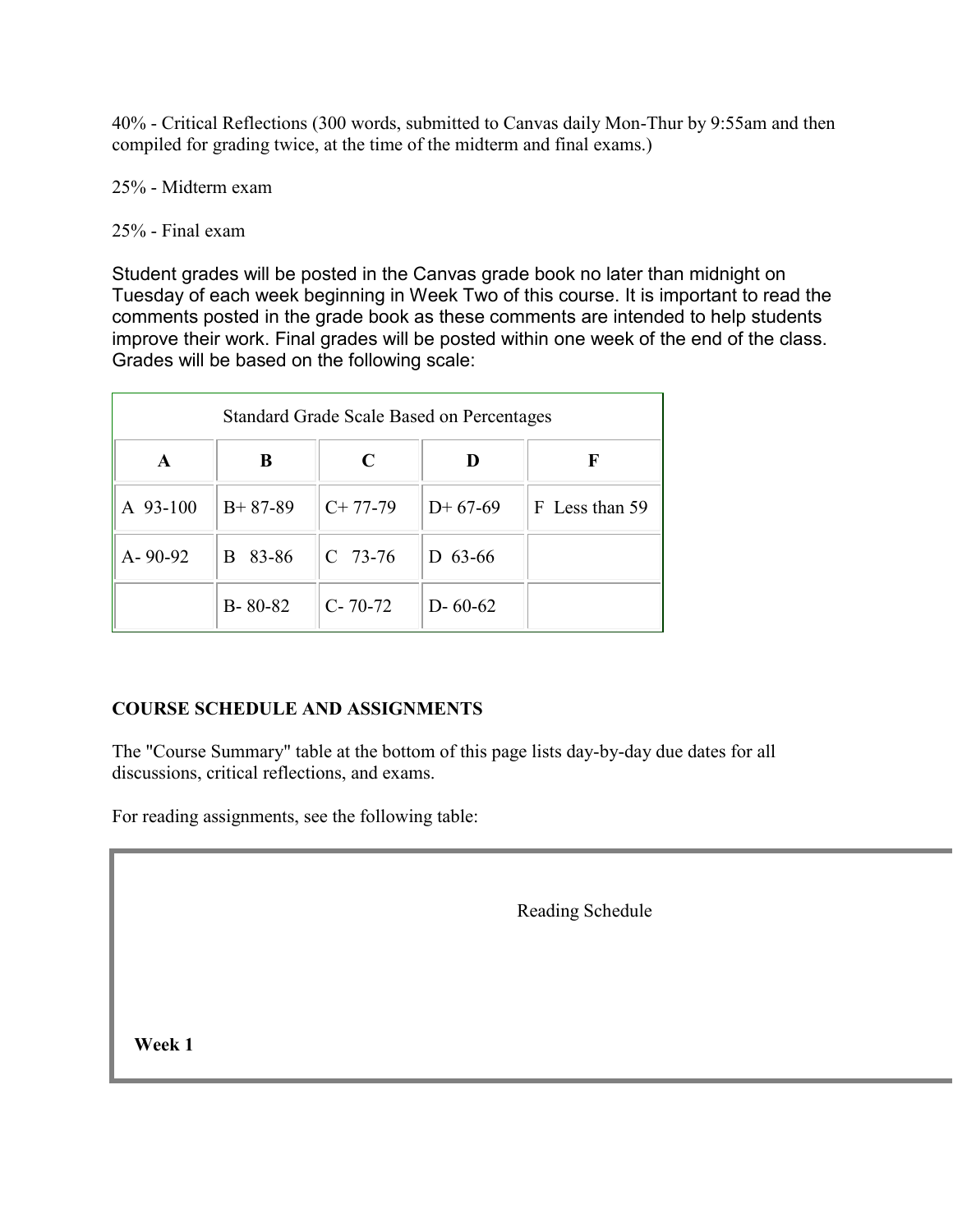40% - Critical Reflections (300 words, submitted to Canvas daily Mon-Thur by 9:55am and then compiled for grading twice, at the time of the midterm and final exams.)

25% - Midterm exam

25% - Final exam

Student grades will be posted in the Canvas grade book no later than midnight on Tuesday of each week beginning in Week Two of this course. It is important to read the comments posted in the grade book as these comments are intended to help students improve their work. Final grades will be posted within one week of the end of the class. Grades will be based on the following scale:

| Standard Grade Scale Based on Percentages | | | | |
|---|---|---|---|---|
| **A** | **B** | **C** | **D** | **F** |
| A 93-100 | B+ 87-89 | C+ 77-79 | D+ 67-69 | F Less than 59 |
| A- 90-92 | B 83-86 | C 73-76 | D 63-66 | |
| | B- 80-82 | C- 70-72 | D- 60-62 | |

**COURSE SCHEDULE AND ASSIGNMENTS**

The "Course Summary" table at the bottom of this page lists day-by-day due dates for all discussions, critical reflections, and exams.

For reading assignments, see the following table:

| Reading Schedule |
|---|
| **Week 1** |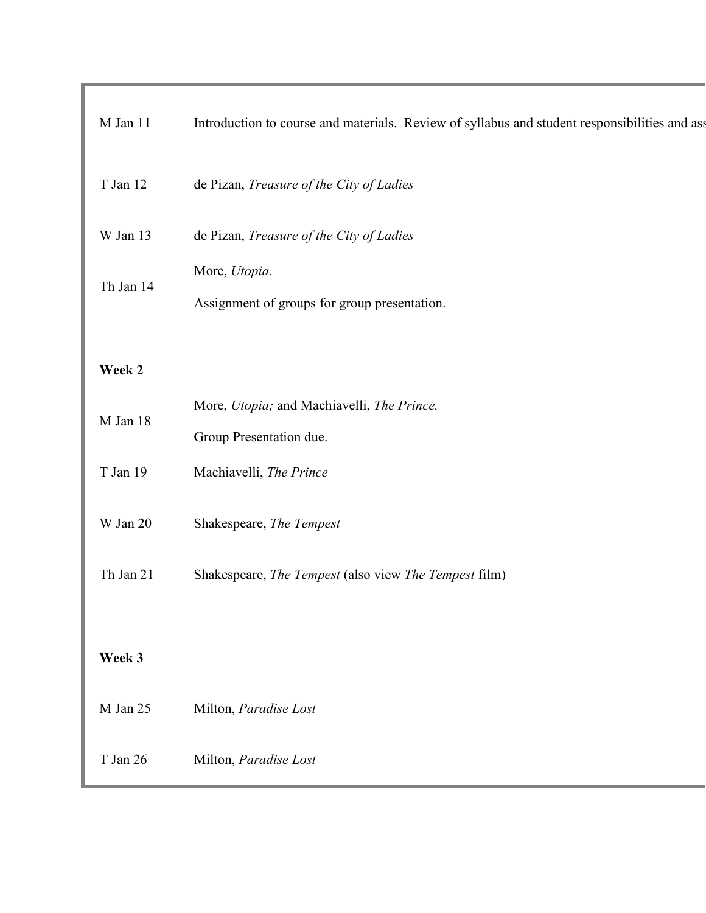| | |
|---|---|
| M Jan 11 | Introduction to course and materials. Review of syllabus and student responsibilities and ass |
| T Jan 12 | de Pizan, *Treasure of the City of Ladies* |
| W Jan 13 | de Pizan, *Treasure of the City of Ladies* |
| Th Jan 14 | More, *Utopia.*<br>Assignment of groups for group presentation. |
| **Week 2** | |
| M Jan 18 | More, *Utopia;* and Machiavelli, *The Prince.*<br>Group Presentation due. |
| T Jan 19 | Machiavelli, *The Prince* |
| W Jan 20 | Shakespeare, *The Tempest* |
| Th Jan 21 | Shakespeare, *The Tempest* (also view *The Tempest* film) |
| **Week 3** | |
| M Jan 25 | Milton, *Paradise Lost* |
| T Jan 26 | Milton, *Paradise Lost* |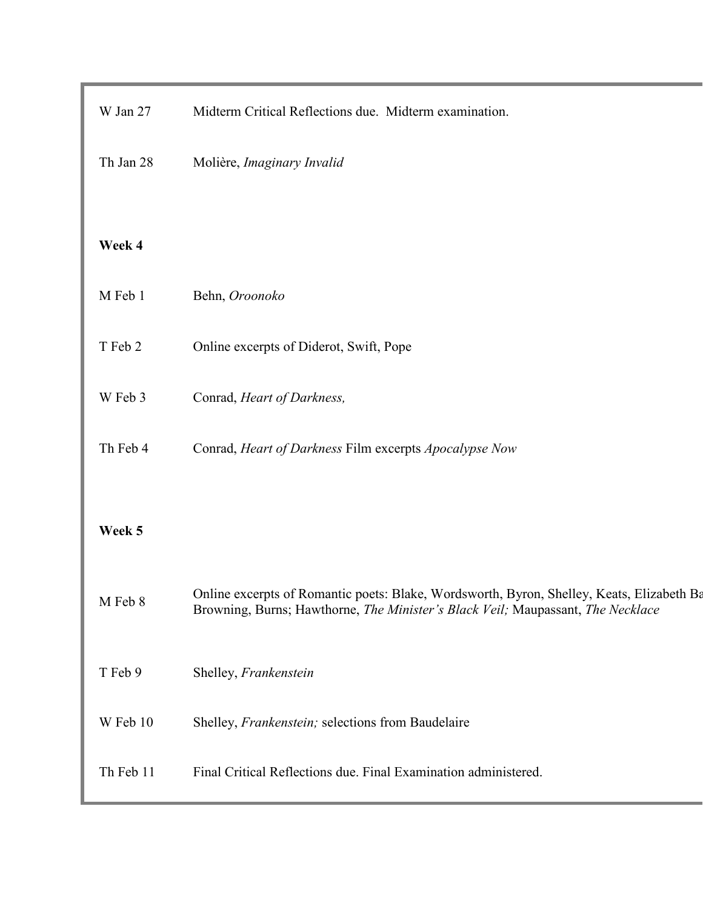| | |
|---|---|
| W Jan 27 | Midterm Critical Reflections due. Midterm examination. |
| Th Jan 28 | Molière, *Imaginary Invalid* |

**Week 4**

| | |
|---|---|
| M Feb 1 | Behn, *Oroonoko* |
| T Feb 2 | Online excerpts of Diderot, Swift, Pope |
| W Feb 3 | Conrad, *Heart of Darkness,* |
| Th Feb 4 | Conrad, *Heart of Darkness* Film excerpts *Apocalypse Now* |

**Week 5**

| | |
|---|---|
| M Feb 8 | Online excerpts of Romantic poets: Blake, Wordsworth, Byron, Shelley, Keats, Elizabeth Ba Browning, Burns; Hawthorne, *The Minister's Black Veil;* Maupassant, *The Necklace* |
| T Feb 9 | Shelley, *Frankenstein* |
| W Feb 10 | Shelley, *Frankenstein;* selections from Baudelaire |
| Th Feb 11 | Final Critical Reflections due. Final Examination administered. |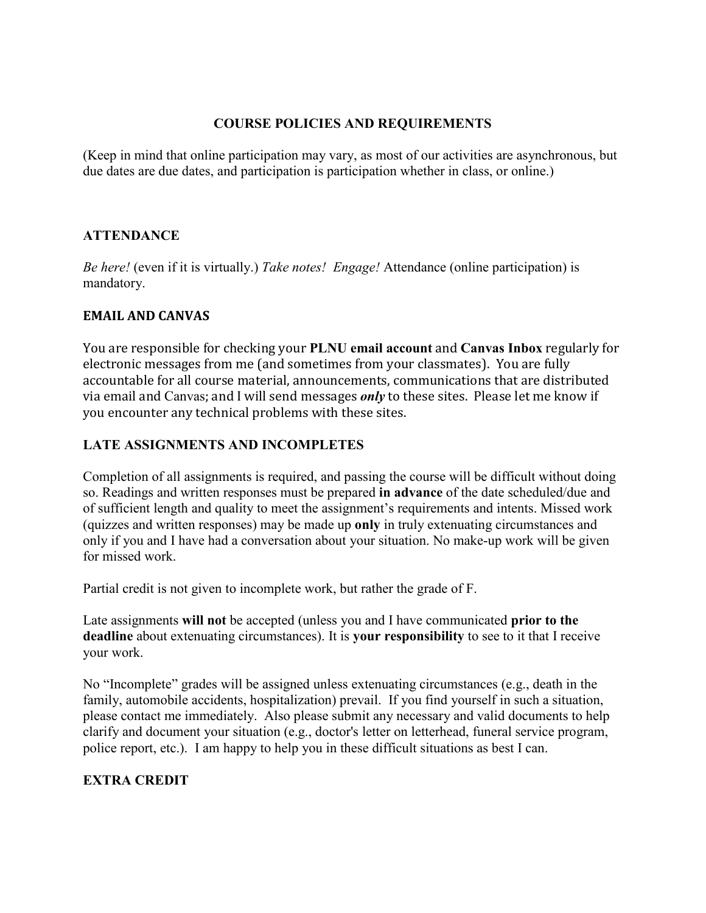## COURSE POLICIES AND REQUIREMENTS

(Keep in mind that online participation may vary, as most of our activities are asynchronous, but due dates are due dates, and participation is participation whether in class, or online.)

### ATTENDANCE

*Be here!* (even if it is virtually.) *Take notes! Engage!* Attendance (online participation) is mandatory.

### EMAIL AND CANVAS

You are responsible for checking your **PLNU email account** and **Canvas Inbox** regularly for electronic messages from me (and sometimes from your classmates). You are fully accountable for all course material, announcements, communications that are distributed via email and Canvas; and I will send messages ***only*** to these sites. Please let me know if you encounter any technical problems with these sites.

### LATE ASSIGNMENTS AND INCOMPLETES

Completion of all assignments is required, and passing the course will be difficult without doing so. Readings and written responses must be prepared **in advance** of the date scheduled/due and of sufficient length and quality to meet the assignment's requirements and intents. Missed work (quizzes and written responses) may be made up **only** in truly extenuating circumstances and only if you and I have had a conversation about your situation. No make-up work will be given for missed work.

Partial credit is not given to incomplete work, but rather the grade of F.

Late assignments **will not** be accepted (unless you and I have communicated **prior to the deadline** about extenuating circumstances). It is **your responsibility** to see to it that I receive your work.

No "Incomplete" grades will be assigned unless extenuating circumstances (e.g., death in the family, automobile accidents, hospitalization) prevail. If you find yourself in such a situation, please contact me immediately. Also please submit any necessary and valid documents to help clarify and document your situation (e.g., doctor's letter on letterhead, funeral service program, police report, etc.). I am happy to help you in these difficult situations as best I can.

### EXTRA CREDIT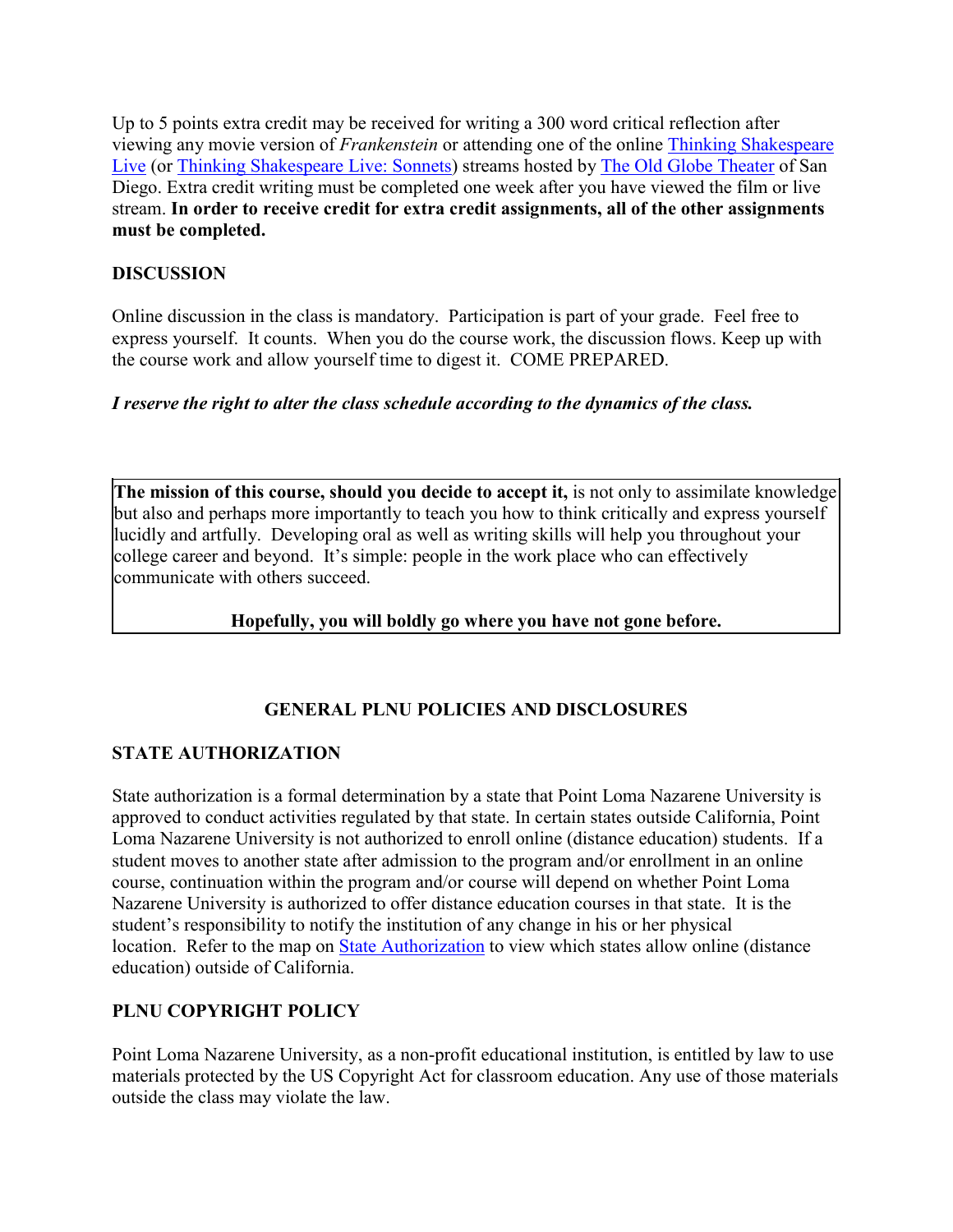Up to 5 points extra credit may be received for writing a 300 word critical reflection after viewing any movie version of *Frankenstein* or attending one of the online [Thinking Shakespeare Live]() (or [Thinking Shakespeare Live: Sonnets]()) streams hosted by [The Old Globe Theater]() of San Diego. Extra credit writing must be completed one week after you have viewed the film or live stream. **In order to receive credit for extra credit assignments, all of the other assignments must be completed.**

**DISCUSSION**

Online discussion in the class is mandatory. Participation is part of your grade. Feel free to express yourself. It counts. When you do the course work, the discussion flows. Keep up with the course work and allow yourself time to digest it. COME PREPARED.

***I reserve the right to alter the class schedule according to the dynamics of the class.***

**The mission of this course, should you decide to accept it,** is not only to assimilate knowledge but also and perhaps more importantly to teach you how to think critically and express yourself lucidly and artfully. Developing oral as well as writing skills will help you throughout your college career and beyond. It's simple: people in the work place who can effectively communicate with others succeed.

**Hopefully, you will boldly go where you have not gone before.**

## GENERAL PLNU POLICIES AND DISCLOSURES

**STATE AUTHORIZATION**

State authorization is a formal determination by a state that Point Loma Nazarene University is approved to conduct activities regulated by that state. In certain states outside California, Point Loma Nazarene University is not authorized to enroll online (distance education) students. If a student moves to another state after admission to the program and/or enrollment in an online course, continuation within the program and/or course will depend on whether Point Loma Nazarene University is authorized to offer distance education courses in that state. It is the student's responsibility to notify the institution of any change in his or her physical location. Refer to the map on [State Authorization]() to view which states allow online (distance education) outside of California.

**PLNU COPYRIGHT POLICY**

Point Loma Nazarene University, as a non-profit educational institution, is entitled by law to use materials protected by the US Copyright Act for classroom education. Any use of those materials outside the class may violate the law.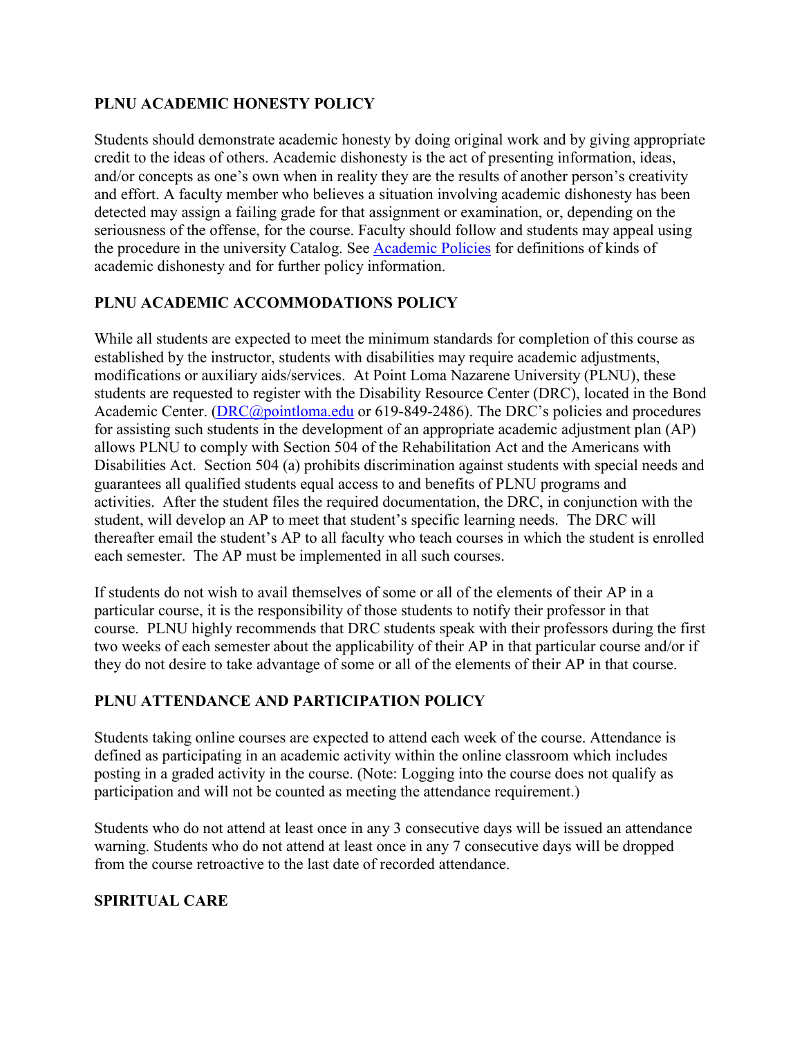## PLNU ACADEMIC HONESTY POLICY

Students should demonstrate academic honesty by doing original work and by giving appropriate credit to the ideas of others. Academic dishonesty is the act of presenting information, ideas, and/or concepts as one's own when in reality they are the results of another person's creativity and effort. A faculty member who believes a situation involving academic dishonesty has been detected may assign a failing grade for that assignment or examination, or, depending on the seriousness of the offense, for the course. Faculty should follow and students may appeal using the procedure in the university Catalog. See Academic Policies for definitions of kinds of academic dishonesty and for further policy information.

## PLNU ACADEMIC ACCOMMODATIONS POLICY

While all students are expected to meet the minimum standards for completion of this course as established by the instructor, students with disabilities may require academic adjustments, modifications or auxiliary aids/services. At Point Loma Nazarene University (PLNU), these students are requested to register with the Disability Resource Center (DRC), located in the Bond Academic Center. (DRC@pointloma.edu or 619-849-2486). The DRC's policies and procedures for assisting such students in the development of an appropriate academic adjustment plan (AP) allows PLNU to comply with Section 504 of the Rehabilitation Act and the Americans with Disabilities Act. Section 504 (a) prohibits discrimination against students with special needs and guarantees all qualified students equal access to and benefits of PLNU programs and activities. After the student files the required documentation, the DRC, in conjunction with the student, will develop an AP to meet that student's specific learning needs. The DRC will thereafter email the student's AP to all faculty who teach courses in which the student is enrolled each semester. The AP must be implemented in all such courses.

If students do not wish to avail themselves of some or all of the elements of their AP in a particular course, it is the responsibility of those students to notify their professor in that course. PLNU highly recommends that DRC students speak with their professors during the first two weeks of each semester about the applicability of their AP in that particular course and/or if they do not desire to take advantage of some or all of the elements of their AP in that course.

## PLNU ATTENDANCE AND PARTICIPATION POLICY

Students taking online courses are expected to attend each week of the course. Attendance is defined as participating in an academic activity within the online classroom which includes posting in a graded activity in the course. (Note: Logging into the course does not qualify as participation and will not be counted as meeting the attendance requirement.)

Students who do not attend at least once in any 3 consecutive days will be issued an attendance warning. Students who do not attend at least once in any 7 consecutive days will be dropped from the course retroactive to the last date of recorded attendance.

## SPIRITUAL CARE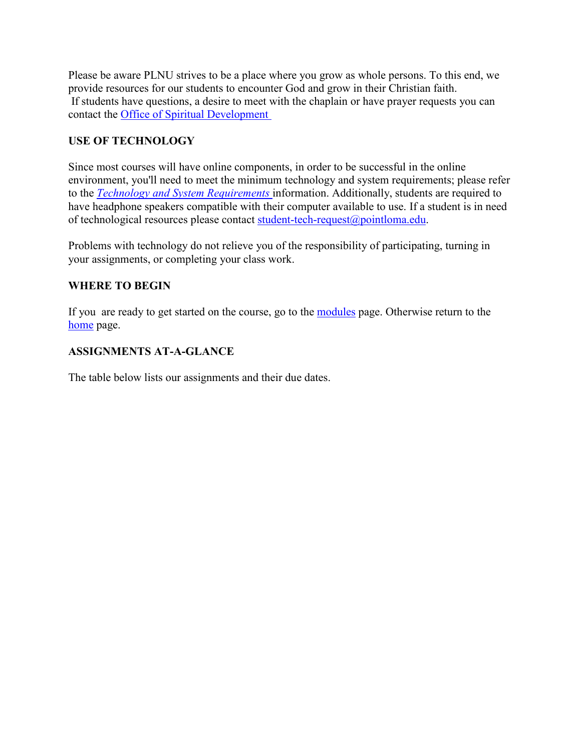Please be aware PLNU strives to be a place where you grow as whole persons. To this end, we provide resources for our students to encounter God and grow in their Christian faith.
If students have questions, a desire to meet with the chaplain or have prayer requests you can contact the Office of Spiritual Development

**USE OF TECHNOLOGY**

Since most courses will have online components, in order to be successful in the online environment, you'll need to meet the minimum technology and system requirements; please refer to the *Technology and System Requirements* information. Additionally, students are required to have headphone speakers compatible with their computer available to use. If a student is in need of technological resources please contact student-tech-request@pointloma.edu.

Problems with technology do not relieve you of the responsibility of participating, turning in your assignments, or completing your class work.

**WHERE TO BEGIN**

If you are ready to get started on the course, go to the modules page. Otherwise return to the home page.

**ASSIGNMENTS AT-A-GLANCE**

The table below lists our assignments and their due dates.